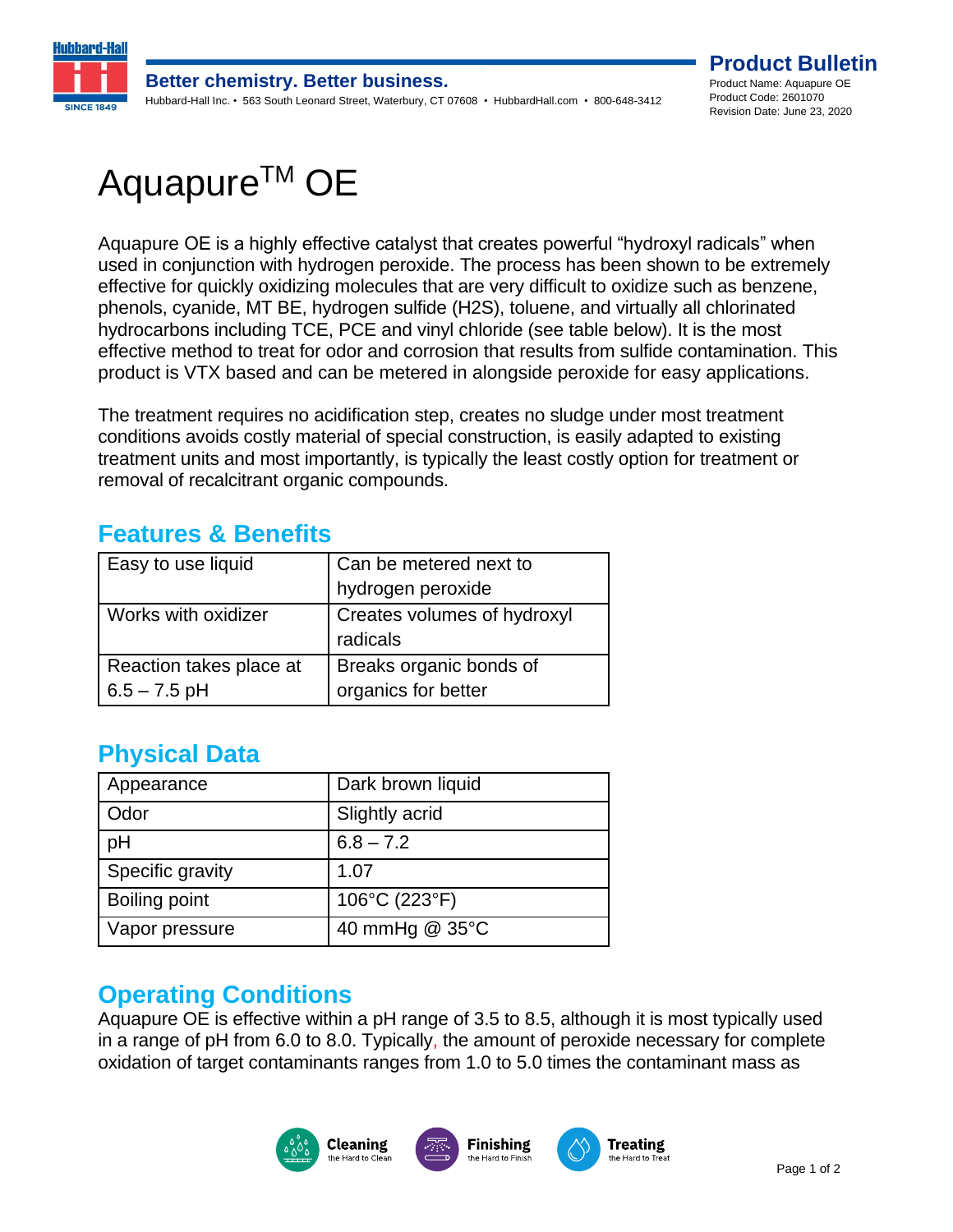# Aquapure$^{TM}$ OE

Aquapure OE is a highly effective catalyst that creates powerful "hydroxyl radicals" when used in conjunction with hydrogen peroxide. The process has been shown to be extremely effective for quickly oxidizing molecules that are very difficult to oxidize such as benzene, phenols, cyanide, MT BE, hydrogen sulfide (H2S), toluene, and virtually all chlorinated hydrocarbons including TCE, PCE and vinyl chloride (see table below). It is the most effective method to treat for odor and corrosion that results from sulfide contamination. This product is VTX based and can be metered in alongside peroxide for easy applications.

The treatment requires no acidification step, creates no sludge under most treatment conditions avoids costly material of special construction, is easily adapted to existing treatment units and most importantly, is typically the least costly option for treatment or removal of recalcitrant organic compounds.

## Features & Benefits

| | |
|---|---|
| Easy to use liquid | Can be metered next to hydrogen peroxide |
| Works with oxidizer | Creates volumes of hydroxyl radicals |
| Reaction takes place at 6.5 – 7.5 pH | Breaks organic bonds of organics for better |

## Physical Data

| | |
|---|---|
| Appearance | Dark brown liquid |
| Odor | Slightly acrid |
| pH | 6.8 – 7.2 |
| Specific gravity | 1.07 |
| Boiling point | 106°C (223°F) |
| Vapor pressure | 40 mmHg @ 35°C |

## Operating Conditions

Aquapure OE is effective within a pH range of 3.5 to 8.5, although it is most typically used in a range of pH from 6.0 to 8.0. Typically, the amount of peroxide necessary for complete oxidation of target contaminants ranges from 1.0 to 5.0 times the contaminant mass as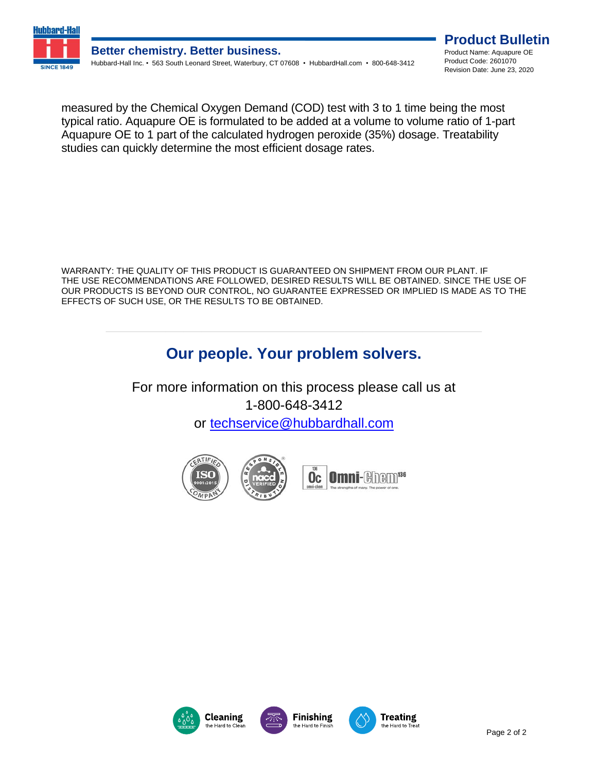measured by the Chemical Oxygen Demand (COD) test with 3 to 1 time being the most typical ratio. Aquapure OE is formulated to be added at a volume to volume ratio of 1-part Aquapure OE to 1 part of the calculated hydrogen peroxide (35%) dosage. Treatability studies can quickly determine the most efficient dosage rates.

WARRANTY: THE QUALITY OF THIS PRODUCT IS GUARANTEED ON SHIPMENT FROM OUR PLANT. IF THE USE RECOMMENDATIONS ARE FOLLOWED, DESIRED RESULTS WILL BE OBTAINED. SINCE THE USE OF OUR PRODUCTS IS BEYOND OUR CONTROL, NO GUARANTEE EXPRESSED OR IMPLIED IS MADE AS TO THE EFFECTS OF SUCH USE, OR THE RESULTS TO BE OBTAINED.

---

## Our people. Your problem solvers.

For more information on this process please call us at 1-800-648-3412 or techservice@hubbardhall.com